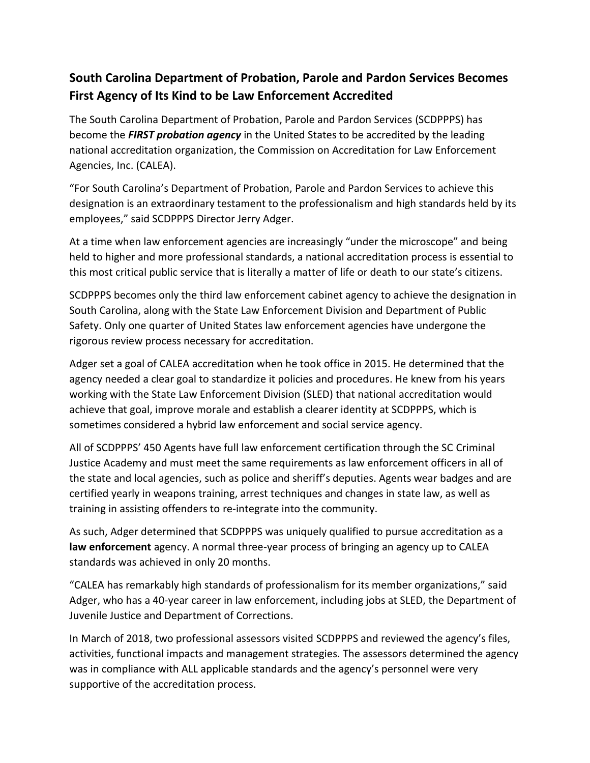## South Carolina Department of Probation, Parole and Pardon Services Becomes First Agency of Its Kind to be Law Enforcement Accredited

The South Carolina Department of Probation, Parole and Pardon Services (SCDPPPS) has become the ***FIRST probation agency*** in the United States to be accredited by the leading national accreditation organization, the Commission on Accreditation for Law Enforcement Agencies, Inc. (CALEA).

"For South Carolina's Department of Probation, Parole and Pardon Services to achieve this designation is an extraordinary testament to the professionalism and high standards held by its employees," said SCDPPPS Director Jerry Adger.

At a time when law enforcement agencies are increasingly "under the microscope" and being held to higher and more professional standards, a national accreditation process is essential to this most critical public service that is literally a matter of life or death to our state's citizens.

SCDPPPS becomes only the third law enforcement cabinet agency to achieve the designation in South Carolina, along with the State Law Enforcement Division and Department of Public Safety. Only one quarter of United States law enforcement agencies have undergone the rigorous review process necessary for accreditation.

Adger set a goal of CALEA accreditation when he took office in 2015. He determined that the agency needed a clear goal to standardize it policies and procedures. He knew from his years working with the State Law Enforcement Division (SLED) that national accreditation would achieve that goal, improve morale and establish a clearer identity at SCDPPPS, which is sometimes considered a hybrid law enforcement and social service agency.

All of SCDPPPS' 450 Agents have full law enforcement certification through the SC Criminal Justice Academy and must meet the same requirements as law enforcement officers in all of the state and local agencies, such as police and sheriff's deputies. Agents wear badges and are certified yearly in weapons training, arrest techniques and changes in state law, as well as training in assisting offenders to re-integrate into the community.

As such, Adger determined that SCDPPPS was uniquely qualified to pursue accreditation as a **law enforcement** agency. A normal three-year process of bringing an agency up to CALEA standards was achieved in only 20 months.

"CALEA has remarkably high standards of professionalism for its member organizations," said Adger, who has a 40-year career in law enforcement, including jobs at SLED, the Department of Juvenile Justice and Department of Corrections.

In March of 2018, two professional assessors visited SCDPPPS and reviewed the agency's files, activities, functional impacts and management strategies. The assessors determined the agency was in compliance with ALL applicable standards and the agency's personnel were very supportive of the accreditation process.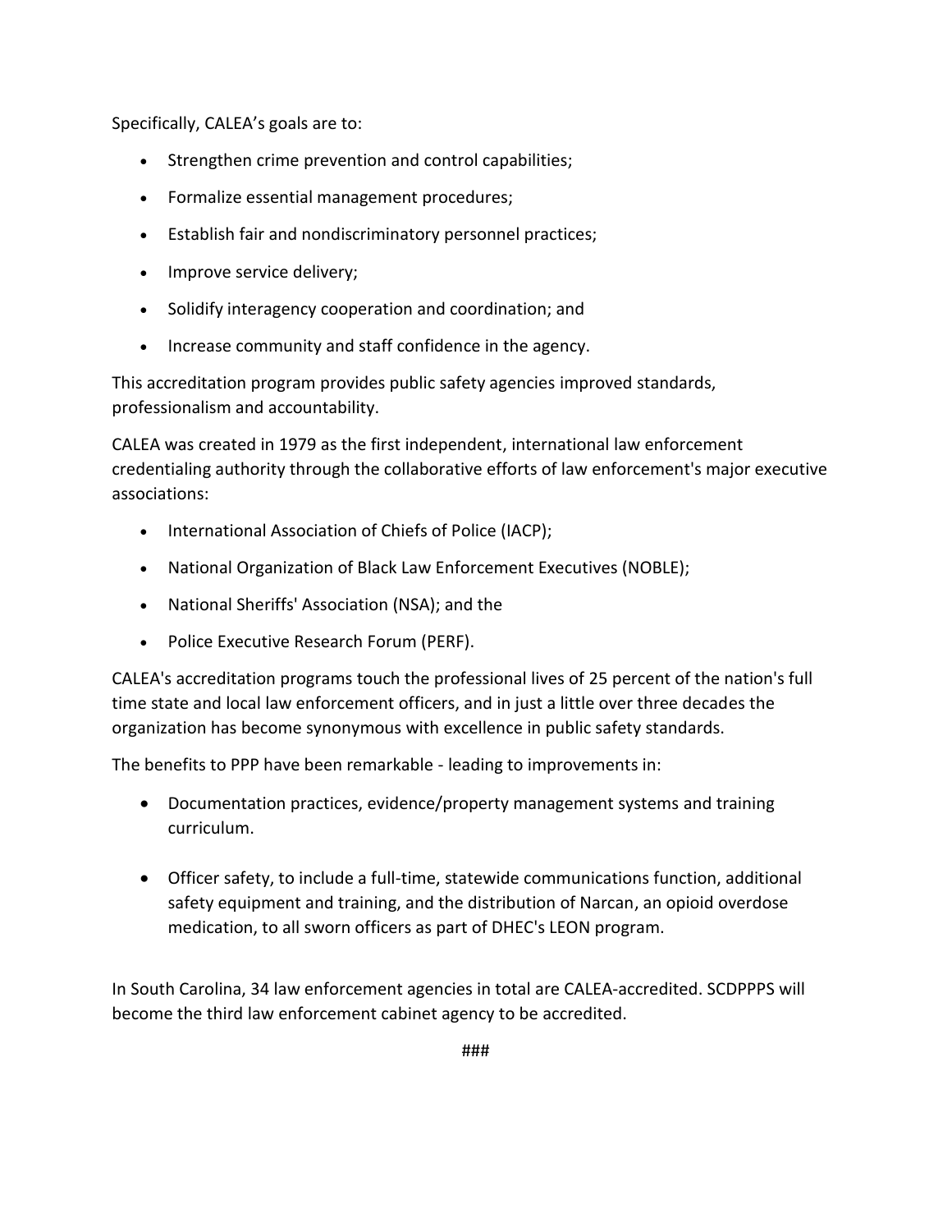Specifically, CALEA's goals are to:

- Strengthen crime prevention and control capabilities;
- Formalize essential management procedures;
- Establish fair and nondiscriminatory personnel practices;
- Improve service delivery;
- Solidify interagency cooperation and coordination; and
- Increase community and staff confidence in the agency.

This accreditation program provides public safety agencies improved standards, professionalism and accountability.

CALEA was created in 1979 as the first independent, international law enforcement credentialing authority through the collaborative efforts of law enforcement's major executive associations:

- International Association of Chiefs of Police (IACP);
- National Organization of Black Law Enforcement Executives (NOBLE);
- National Sheriffs' Association (NSA); and the
- Police Executive Research Forum (PERF).

CALEA's accreditation programs touch the professional lives of 25 percent of the nation's full time state and local law enforcement officers, and in just a little over three decades the organization has become synonymous with excellence in public safety standards.

The benefits to PPP have been remarkable - leading to improvements in:

- Documentation practices, evidence/property management systems and training curriculum.

- Officer safety, to include a full-time, statewide communications function, additional safety equipment and training, and the distribution of Narcan, an opioid overdose medication, to all sworn officers as part of DHEC's LEON program.

In South Carolina, 34 law enforcement agencies in total are CALEA-accredited. SCDPPPS will become the third law enforcement cabinet agency to be accredited.

###